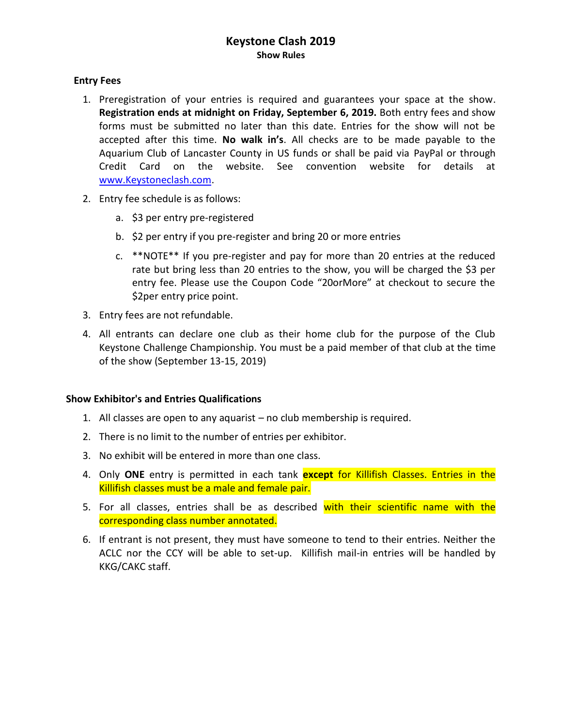# Keystone Clash 2019

**Show Rules**

## Entry Fees

1. Preregistration of your entries is required and guarantees your space at the show. **Registration ends at midnight on Friday, September 6, 2019.** Both entry fees and show forms must be submitted no later than this date. Entries for the show will not be accepted after this time. **No walk in's**. All checks are to be made payable to the Aquarium Club of Lancaster County in US funds or shall be paid via PayPal or through Credit Card on the website. See convention website for details at [www.Keystoneclash.com](http://www.Keystoneclash.com).

2. Entry fee schedule is as follows:

   a. $3 per entry pre-registered

   b. $2 per entry if you pre-register and bring 20 or more entries

   c. **NOTE** If you pre-register and pay for more than 20 entries at the reduced rate but bring less than 20 entries to the show, you will be charged the $3 per entry fee. Please use the Coupon Code "20orMore" at checkout to secure the $2per entry price point.

3. Entry fees are not refundable.

4. All entrants can declare one club as their home club for the purpose of the Club Keystone Challenge Championship. You must be a paid member of that club at the time of the show (September 13-15, 2019)

## Show Exhibitor's and Entries Qualifications

1. All classes are open to any aquarist – no club membership is required.

2. There is no limit to the number of entries per exhibitor.

3. No exhibit will be entered in more than one class.

4. Only **ONE** entry is permitted in each tank **except** for Killifish Classes. Entries in the Killifish classes must be a male and female pair.

5. For all classes, entries shall be as described with their scientific name with the corresponding class number annotated.

6. If entrant is not present, they must have someone to tend to their entries. Neither the ACLC nor the CCY will be able to set-up. Killifish mail-in entries will be handled by KKG/CAKC staff.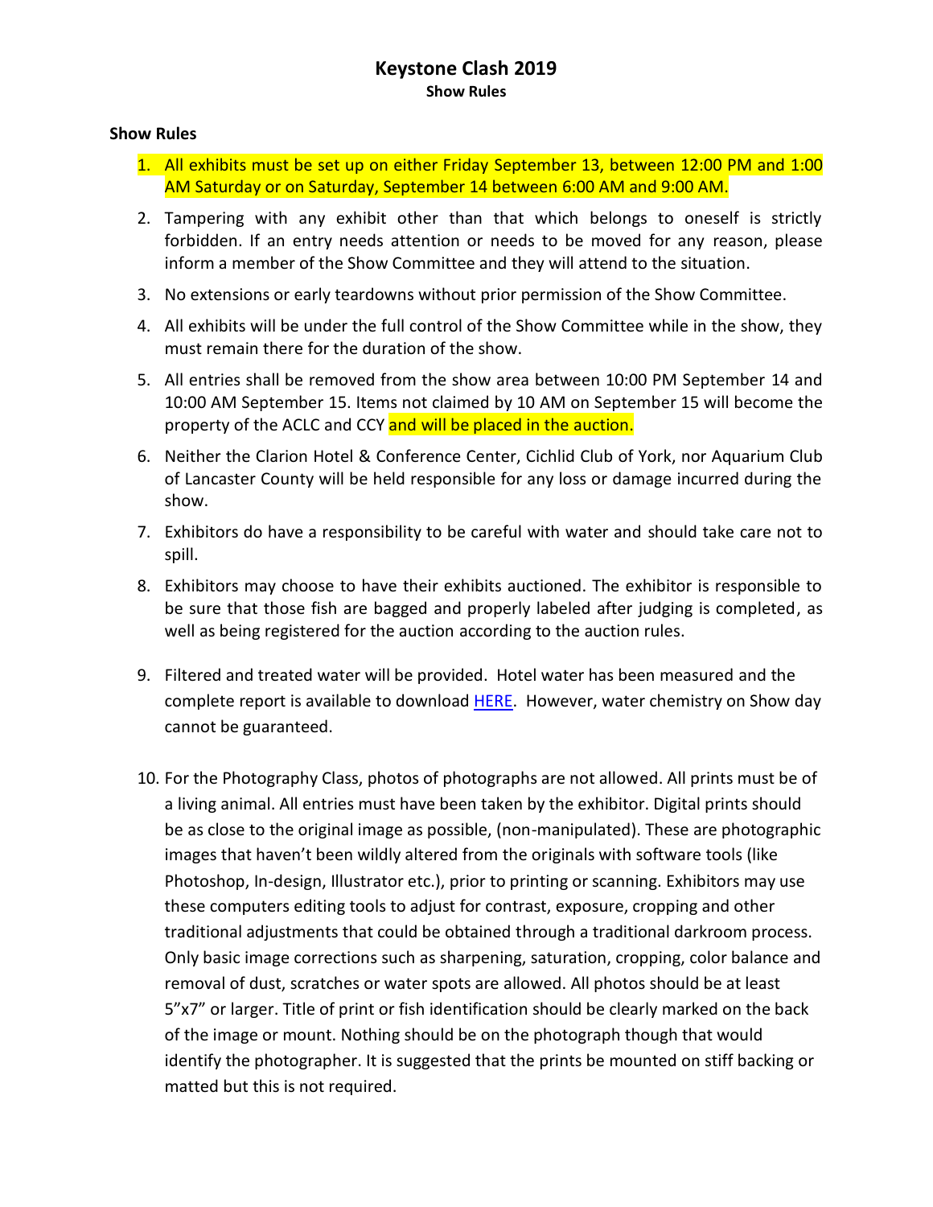# Keystone Clash 2019

**Show Rules**

## Show Rules

1. All exhibits must be set up on either Friday September 13, between 12:00 PM and 1:00 AM Saturday or on Saturday, September 14 between 6:00 AM and 9:00 AM.
2. Tampering with any exhibit other than that which belongs to oneself is strictly forbidden. If an entry needs attention or needs to be moved for any reason, please inform a member of the Show Committee and they will attend to the situation.
3. No extensions or early teardowns without prior permission of the Show Committee.
4. All exhibits will be under the full control of the Show Committee while in the show, they must remain there for the duration of the show.
5. All entries shall be removed from the show area between 10:00 PM September 14 and 10:00 AM September 15. Items not claimed by 10 AM on September 15 will become the property of the ACLC and CCY and will be placed in the auction.
6. Neither the Clarion Hotel & Conference Center, Cichlid Club of York, nor Aquarium Club of Lancaster County will be held responsible for any loss or damage incurred during the show.
7. Exhibitors do have a responsibility to be careful with water and should take care not to spill.
8. Exhibitors may choose to have their exhibits auctioned. The exhibitor is responsible to be sure that those fish are bagged and properly labeled after judging is completed, as well as being registered for the auction according to the auction rules.
9. Filtered and treated water will be provided. Hotel water has been measured and the complete report is available to download HERE. However, water chemistry on Show day cannot be guaranteed.
10. For the Photography Class, photos of photographs are not allowed. All prints must be of a living animal. All entries must have been taken by the exhibitor. Digital prints should be as close to the original image as possible, (non-manipulated). These are photographic images that haven't been wildly altered from the originals with software tools (like Photoshop, In-design, Illustrator etc.), prior to printing or scanning. Exhibitors may use these computers editing tools to adjust for contrast, exposure, cropping and other traditional adjustments that could be obtained through a traditional darkroom process. Only basic image corrections such as sharpening, saturation, cropping, color balance and removal of dust, scratches or water spots are allowed. All photos should be at least 5"x7" or larger. Title of print or fish identification should be clearly marked on the back of the image or mount. Nothing should be on the photograph though that would identify the photographer. It is suggested that the prints be mounted on stiff backing or matted but this is not required.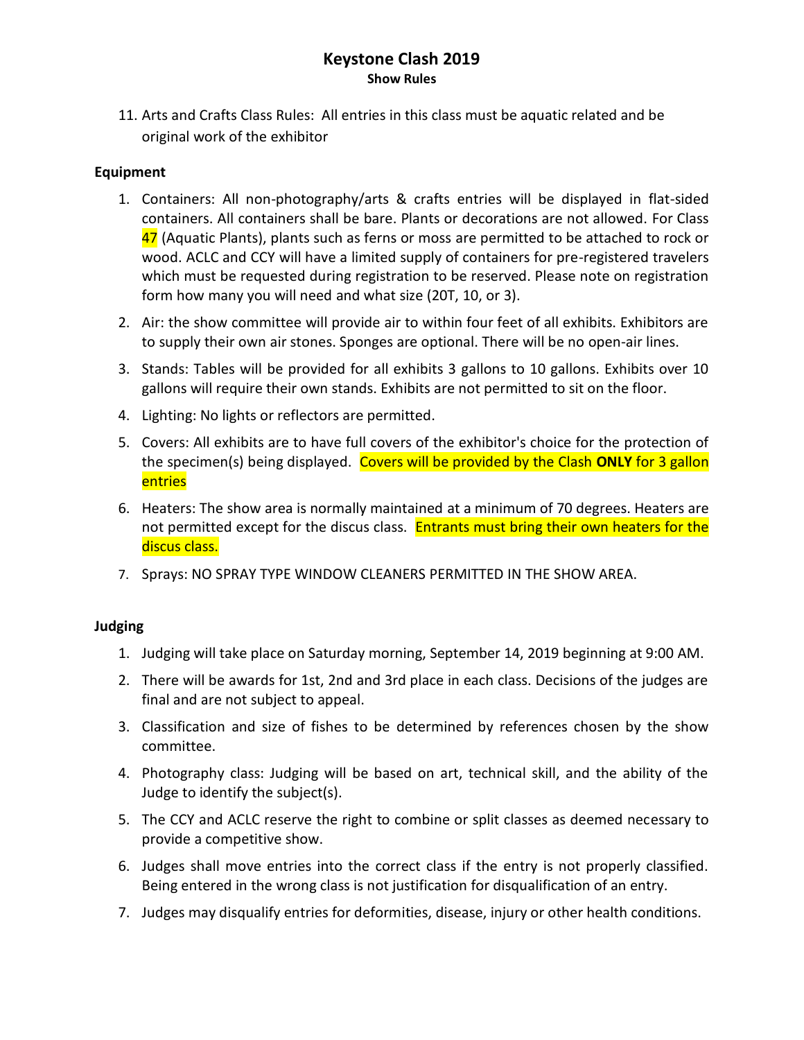11. Arts and Crafts Class Rules: All entries in this class must be aquatic related and be original work of the exhibitor

**Equipment**

1. Containers: All non-photography/arts & crafts entries will be displayed in flat-sided containers. All containers shall be bare. Plants or decorations are not allowed. For Class 47 (Aquatic Plants), plants such as ferns or moss are permitted to be attached to rock or wood. ACLC and CCY will have a limited supply of containers for pre-registered travelers which must be requested during registration to be reserved. Please note on registration form how many you will need and what size (20T, 10, or 3).
2. Air: the show committee will provide air to within four feet of all exhibits. Exhibitors are to supply their own air stones. Sponges are optional. There will be no open-air lines.
3. Stands: Tables will be provided for all exhibits 3 gallons to 10 gallons. Exhibits over 10 gallons will require their own stands. Exhibits are not permitted to sit on the floor.
4. Lighting: No lights or reflectors are permitted.
5. Covers: All exhibits are to have full covers of the exhibitor's choice for the protection of the specimen(s) being displayed. Covers will be provided by the Clash **ONLY** for 3 gallon entries
6. Heaters: The show area is normally maintained at a minimum of 70 degrees. Heaters are not permitted except for the discus class. Entrants must bring their own heaters for the discus class.
7. Sprays: NO SPRAY TYPE WINDOW CLEANERS PERMITTED IN THE SHOW AREA.

**Judging**

1. Judging will take place on Saturday morning, September 14, 2019 beginning at 9:00 AM.
2. There will be awards for 1st, 2nd and 3rd place in each class. Decisions of the judges are final and are not subject to appeal.
3. Classification and size of fishes to be determined by references chosen by the show committee.
4. Photography class: Judging will be based on art, technical skill, and the ability of the Judge to identify the subject(s).
5. The CCY and ACLC reserve the right to combine or split classes as deemed necessary to provide a competitive show.
6. Judges shall move entries into the correct class if the entry is not properly classified. Being entered in the wrong class is not justification for disqualification of an entry.
7. Judges may disqualify entries for deformities, disease, injury or other health conditions.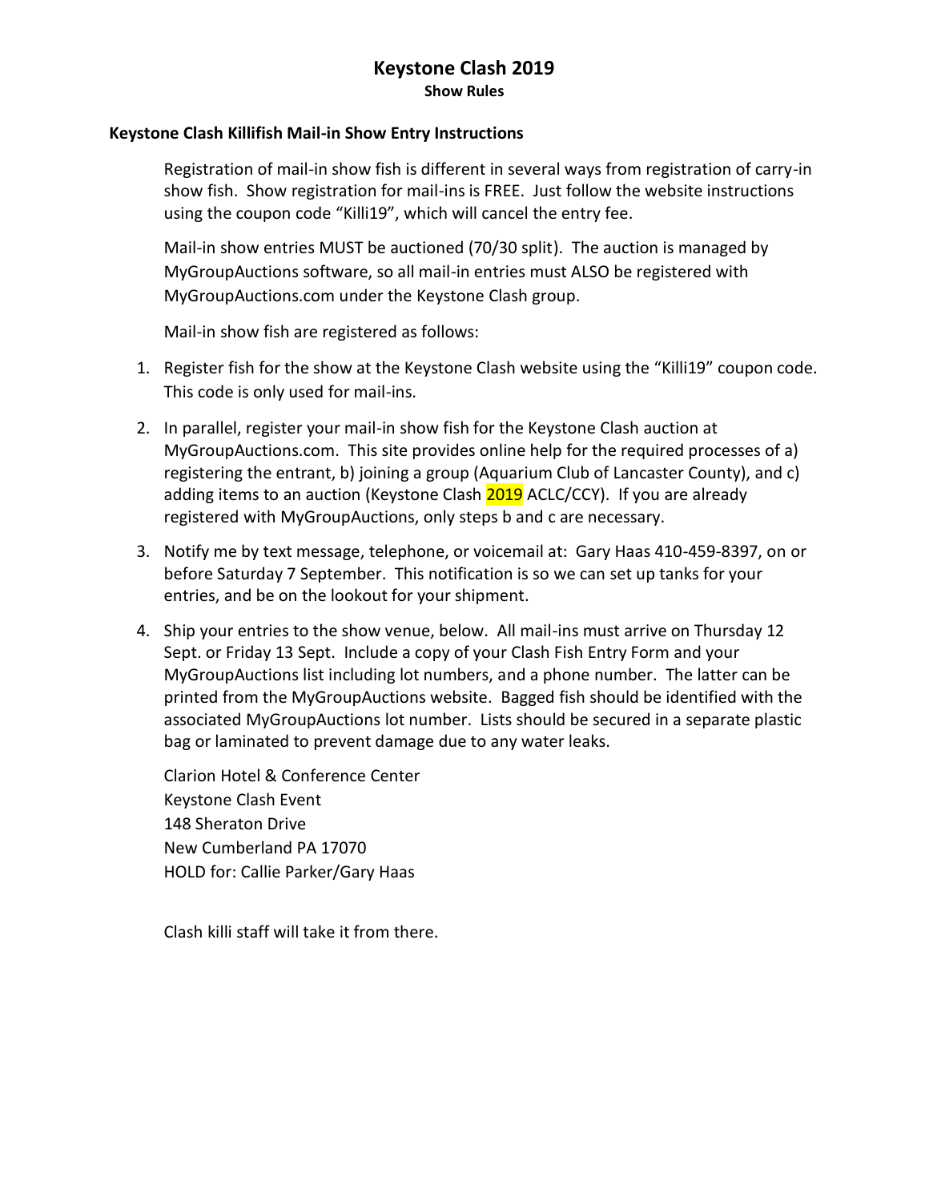# Keystone Clash 2019

**Show Rules**

### Keystone Clash Killifish Mail-in Show Entry Instructions

Registration of mail-in show fish is different in several ways from registration of carry-in show fish. Show registration for mail-ins is FREE. Just follow the website instructions using the coupon code "Killi19", which will cancel the entry fee.

Mail-in show entries MUST be auctioned (70/30 split). The auction is managed by MyGroupAuctions software, so all mail-in entries must ALSO be registered with MyGroupAuctions.com under the Keystone Clash group.

Mail-in show fish are registered as follows:

1. Register fish for the show at the Keystone Clash website using the "Killi19" coupon code. This code is only used for mail-ins.
2. In parallel, register your mail-in show fish for the Keystone Clash auction at MyGroupAuctions.com. This site provides online help for the required processes of a) registering the entrant, b) joining a group (Aquarium Club of Lancaster County), and c) adding items to an auction (Keystone Clash 2019 ACLC/CCY). If you are already registered with MyGroupAuctions, only steps b and c are necessary.
3. Notify me by text message, telephone, or voicemail at: Gary Haas 410-459-8397, on or before Saturday 7 September. This notification is so we can set up tanks for your entries, and be on the lookout for your shipment.
4. Ship your entries to the show venue, below. All mail-ins must arrive on Thursday 12 Sept. or Friday 13 Sept. Include a copy of your Clash Fish Entry Form and your MyGroupAuctions list including lot numbers, and a phone number. The latter can be printed from the MyGroupAuctions website. Bagged fish should be identified with the associated MyGroupAuctions lot number. Lists should be secured in a separate plastic bag or laminated to prevent damage due to any water leaks.

Clarion Hotel & Conference Center
Keystone Clash Event
148 Sheraton Drive
New Cumberland PA 17070
HOLD for: Callie Parker/Gary Haas

Clash killi staff will take it from there.